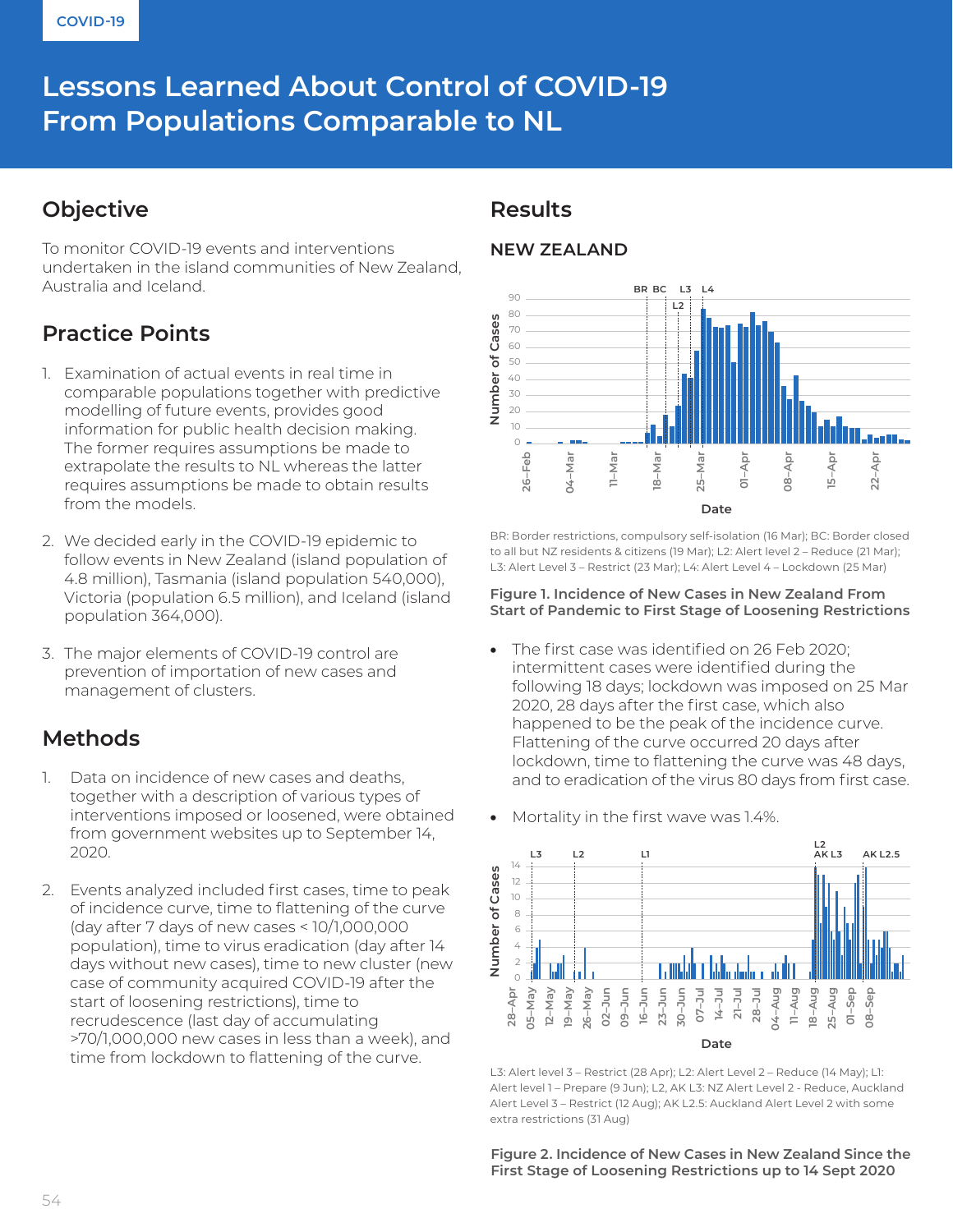COVID-19

# Lessons Learned About Control of COVID-19 From Populations Comparable to NL

## Objective

To monitor COVID-19 events and interventions undertaken in the island communities of New Zealand, Australia and Iceland.

## Practice Points

1. Examination of actual events in real time in comparable populations together with predictive modelling of future events, provides good information for public health decision making. The former requires assumptions be made to extrapolate the results to NL whereas the latter requires assumptions be made to obtain results from the models.
2. We decided early in the COVID-19 epidemic to follow events in New Zealand (island population of 4.8 million), Tasmania (island population 540,000), Victoria (population 6.5 million), and Iceland (island population 364,000).
3. The major elements of COVID-19 control are prevention of importation of new cases and management of clusters.

## Methods

1. Data on incidence of new cases and deaths, together with a description of various types of interventions imposed or loosened, were obtained from government websites up to September 14, 2020.
2. Events analyzed included first cases, time to peak of incidence curve, time to flattening of the curve (day after 7 days of new cases < 10/1,000,000 population), time to virus eradication (day after 14 days without new cases), time to new cluster (new case of community acquired COVID-19 after the start of loosening restrictions), time to recrudescence (last day of accumulating >70/1,000,000 new cases in less than a week), and time from lockdown to flattening of the curve.

## Results

### NEW ZEALAND

BR: Border restrictions, compulsory self-isolation (16 Mar); BC: Border closed to all but NZ residents & citizens (19 Mar); L2: Alert level 2 – Reduce (21 Mar); L3: Alert Level 3 – Restrict (23 Mar); L4: Alert Level 4 – Lockdown (25 Mar)

**Figure 1. Incidence of New Cases in New Zealand From Start of Pandemic to First Stage of Loosening Restrictions**

- The first case was identified on 26 Feb 2020; intermittent cases were identified during the following 18 days; lockdown was imposed on 25 Mar 2020, 28 days after the first case, which also happened to be the peak of the incidence curve. Flattening of the curve occurred 20 days after lockdown, time to flattening the curve was 48 days, and to eradication of the virus 80 days from first case.
- Mortality in the first wave was 1.4%.

L3: Alert level 3 – Restrict (28 Apr); L2: Alert Level 2 – Reduce (14 May); L1: Alert level 1 – Prepare (9 Jun); L2, AK L3: NZ Alert Level 2 - Reduce, Auckland Alert Level 3 – Restrict (12 Aug); AK L2.5: Auckland Alert Level 2 with some extra restrictions (31 Aug)

**Figure 2. Incidence of New Cases in New Zealand Since the First Stage of Loosening Restrictions up to 14 Sept 2020**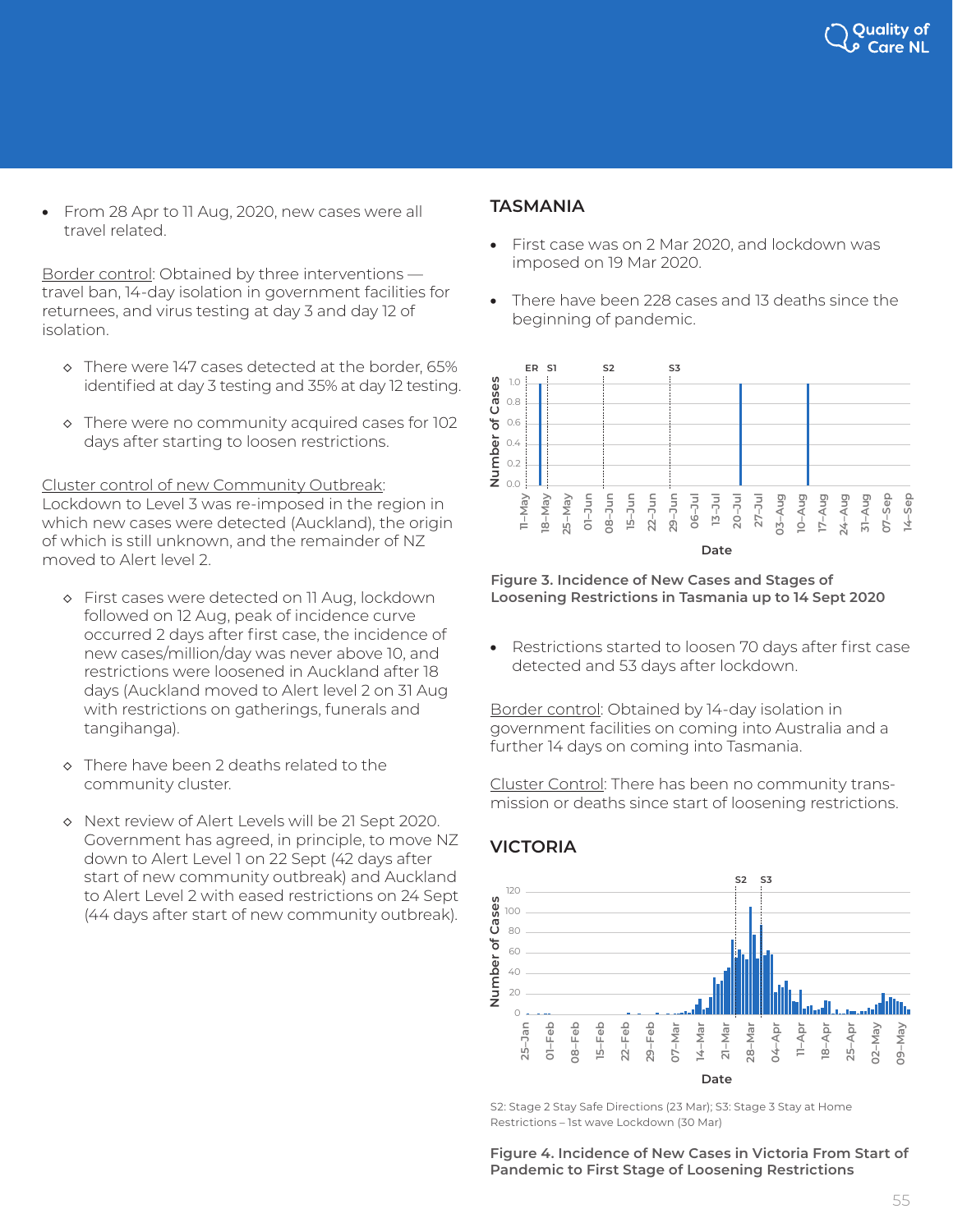- From 28 Apr to 11 Aug, 2020, new cases were all travel related.

Border control: Obtained by three interventions — travel ban, 14-day isolation in government facilities for returnees, and virus testing at day 3 and day 12 of isolation.

- ◇ There were 147 cases detected at the border, 65% identified at day 3 testing and 35% at day 12 testing.
- ◇ There were no community acquired cases for 102 days after starting to loosen restrictions.

Cluster control of new Community Outbreak: Lockdown to Level 3 was re-imposed in the region in which new cases were detected (Auckland), the origin of which is still unknown, and the remainder of NZ moved to Alert level 2.

- ◇ First cases were detected on 11 Aug, lockdown followed on 12 Aug, peak of incidence curve occurred 2 days after first case, the incidence of new cases/million/day was never above 10, and restrictions were loosened in Auckland after 18 days (Auckland moved to Alert level 2 on 31 Aug with restrictions on gatherings, funerals and tangihanga).
- ◇ There have been 2 deaths related to the community cluster.
- ◇ Next review of Alert Levels will be 21 Sept 2020. Government has agreed, in principle, to move NZ down to Alert Level 1 on 22 Sept (42 days after start of new community outbreak) and Auckland to Alert Level 2 with eased restrictions on 24 Sept (44 days after start of new community outbreak).

## TASMANIA

- First case was on 2 Mar 2020, and lockdown was imposed on 19 Mar 2020.
- There have been 228 cases and 13 deaths since the beginning of pandemic.

**Figure 3. Incidence of New Cases and Stages of Loosening Restrictions in Tasmania up to 14 Sept 2020**

- Restrictions started to loosen 70 days after first case detected and 53 days after lockdown.

Border control: Obtained by 14-day isolation in government facilities on coming into Australia and a further 14 days on coming into Tasmania.

Cluster Control: There has been no community transmission or deaths since start of loosening restrictions.

## VICTORIA

S2: Stage 2 Stay Safe Directions (23 Mar); S3: Stage 3 Stay at Home Restrictions – 1st wave Lockdown (30 Mar)

**Figure 4. Incidence of New Cases in Victoria From Start of Pandemic to First Stage of Loosening Restrictions**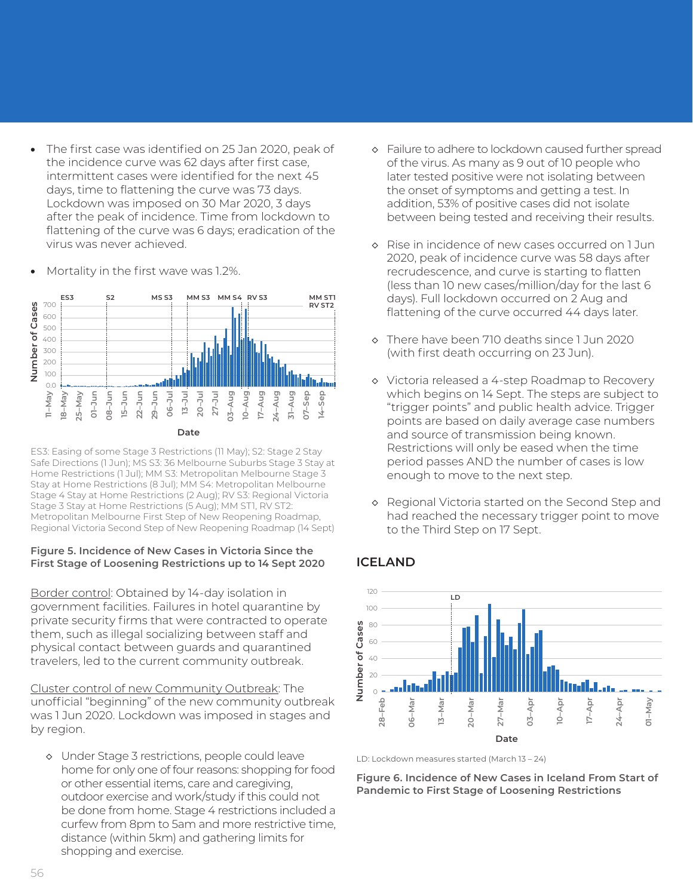- The first case was identified on 25 Jan 2020, peak of the incidence curve was 62 days after first case, intermittent cases were identified for the next 45 days, time to flattening the curve was 73 days. Lockdown was imposed on 30 Mar 2020, 3 days after the peak of incidence. Time from lockdown to flattening of the curve was 6 days; eradication of the virus was never achieved.
- Mortality in the first wave was 1.2%.

ES3: Easing of some Stage 3 Restrictions (11 May); S2: Stage 2 Stay Safe Directions (1 Jun); MS S3: 36 Melbourne Suburbs Stage 3 Stay at Home Restrictions (1 Jul); MM S3: Metropolitan Melbourne Stage 3 Stay at Home Restrictions (8 Jul); MM S4: Metropolitan Melbourne Stage 4 Stay at Home Restrictions (2 Aug); RV S3: Regional Victoria Stage 3 Stay at Home Restrictions (5 Aug); MM ST1, RV ST2: Metropolitan Melbourne First Step of New Reopening Roadmap, Regional Victoria Second Step of New Reopening Roadmap (14 Sept)

**Figure 5. Incidence of New Cases in Victoria Since the First Stage of Loosening Restrictions up to 14 Sept 2020**

Border control: Obtained by 14-day isolation in government facilities. Failures in hotel quarantine by private security firms that were contracted to operate them, such as illegal socializing between staff and physical contact between guards and quarantined travelers, led to the current community outbreak.

Cluster control of new Community Outbreak: The unofficial "beginning" of the new community outbreak was 1 Jun 2020. Lockdown was imposed in stages and by region.

- Under Stage 3 restrictions, people could leave home for only one of four reasons: shopping for food or other essential items, care and caregiving, outdoor exercise and work/study if this could not be done from home. Stage 4 restrictions included a curfew from 8pm to 5am and more restrictive time, distance (within 5km) and gathering limits for shopping and exercise.
- Failure to adhere to lockdown caused further spread of the virus. As many as 9 out of 10 people who later tested positive were not isolating between the onset of symptoms and getting a test. In addition, 53% of positive cases did not isolate between being tested and receiving their results.
- Rise in incidence of new cases occurred on 1 Jun 2020, peak of incidence curve was 58 days after recrudescence, and curve is starting to flatten (less than 10 new cases/million/day for the last 6 days). Full lockdown occurred on 2 Aug and flattening of the curve occurred 44 days later.
- There have been 710 deaths since 1 Jun 2020 (with first death occurring on 23 Jun).
- Victoria released a 4-step Roadmap to Recovery which begins on 14 Sept. The steps are subject to "trigger points" and public health advice. Trigger points are based on daily average case numbers and source of transmission being known. Restrictions will only be eased when the time period passes AND the number of cases is low enough to move to the next step.
- Regional Victoria started on the Second Step and had reached the necessary trigger point to move to the Third Step on 17 Sept.

## ICELAND

LD: Lockdown measures started (March 13 – 24)

**Figure 6. Incidence of New Cases in Iceland From Start of Pandemic to First Stage of Loosening Restrictions**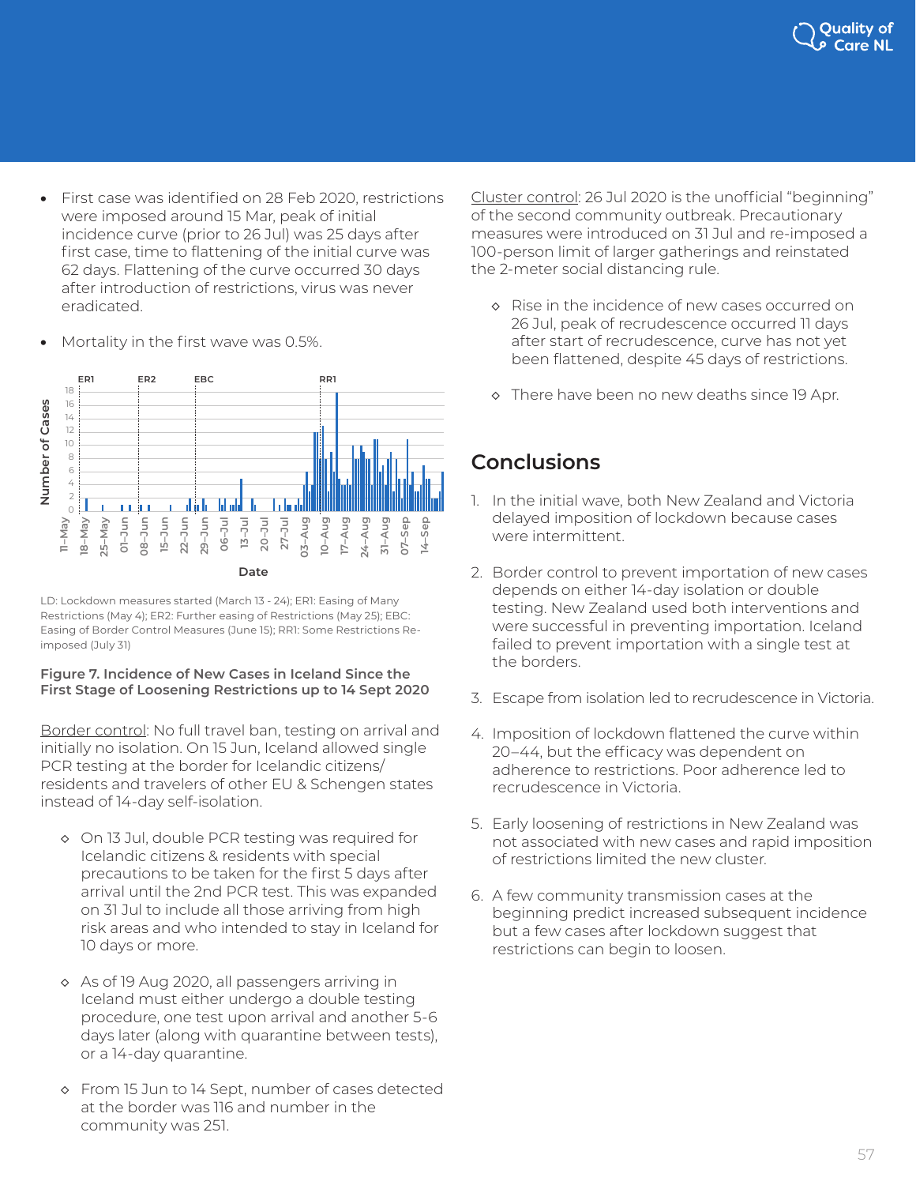- First case was identified on 28 Feb 2020, restrictions were imposed around 15 Mar, peak of initial incidence curve (prior to 26 Jul) was 25 days after first case, time to flattening of the initial curve was 62 days. Flattening of the curve occurred 30 days after introduction of restrictions, virus was never eradicated.
- Mortality in the first wave was 0.5%.

ER1
ER2
EBC
RR1
Number of Cases
0
2
4
6
8
10
12
14
16
18
11–May
18–May
25–May
01–Jun
08–Jun
15–Jun
22–Jun
29–Jun
06–Jul
13–Jul
20–Jul
27–Jul
03–Aug
10–Aug
17–Aug
24–Aug
31–Aug
07–Sep
14–Sep
Date

LD: Lockdown measures started (March 13 - 24); ER1: Easing of Many Restrictions (May 4); ER2: Further easing of Restrictions (May 25); EBC: Easing of Border Control Measures (June 15); RR1: Some Restrictions Re-imposed (July 31)

**Figure 7. Incidence of New Cases in Iceland Since the First Stage of Loosening Restrictions up to 14 Sept 2020**

Border control: No full travel ban, testing on arrival and initially no isolation. On 15 Jun, Iceland allowed single PCR testing at the border for Icelandic citizens/ residents and travelers of other EU & Schengen states instead of 14-day self-isolation.

- On 13 Jul, double PCR testing was required for Icelandic citizens & residents with special precautions to be taken for the first 5 days after arrival until the 2nd PCR test. This was expanded on 31 Jul to include all those arriving from high risk areas and who intended to stay in Iceland for 10 days or more.
- As of 19 Aug 2020, all passengers arriving in Iceland must either undergo a double testing procedure, one test upon arrival and another 5-6 days later (along with quarantine between tests), or a 14-day quarantine.
- From 15 Jun to 14 Sept, number of cases detected at the border was 116 and number in the community was 251.

Cluster control: 26 Jul 2020 is the unofficial "beginning" of the second community outbreak. Precautionary measures were introduced on 31 Jul and re-imposed a 100-person limit of larger gatherings and reinstated the 2-meter social distancing rule.

- Rise in the incidence of new cases occurred on 26 Jul, peak of recrudescence occurred 11 days after start of recrudescence, curve has not yet been flattened, despite 45 days of restrictions.
- There have been no new deaths since 19 Apr.

## Conclusions

1. In the initial wave, both New Zealand and Victoria delayed imposition of lockdown because cases were intermittent.
2. Border control to prevent importation of new cases depends on either 14-day isolation or double testing. New Zealand used both interventions and were successful in preventing importation. Iceland failed to prevent importation with a single test at the borders.
3. Escape from isolation led to recrudescence in Victoria.
4. Imposition of lockdown flattened the curve within 20–44, but the efficacy was dependent on adherence to restrictions. Poor adherence led to recrudescence in Victoria.
5. Early loosening of restrictions in New Zealand was not associated with new cases and rapid imposition of restrictions limited the new cluster.
6. A few community transmission cases at the beginning predict increased subsequent incidence but a few cases after lockdown suggest that restrictions can begin to loosen.